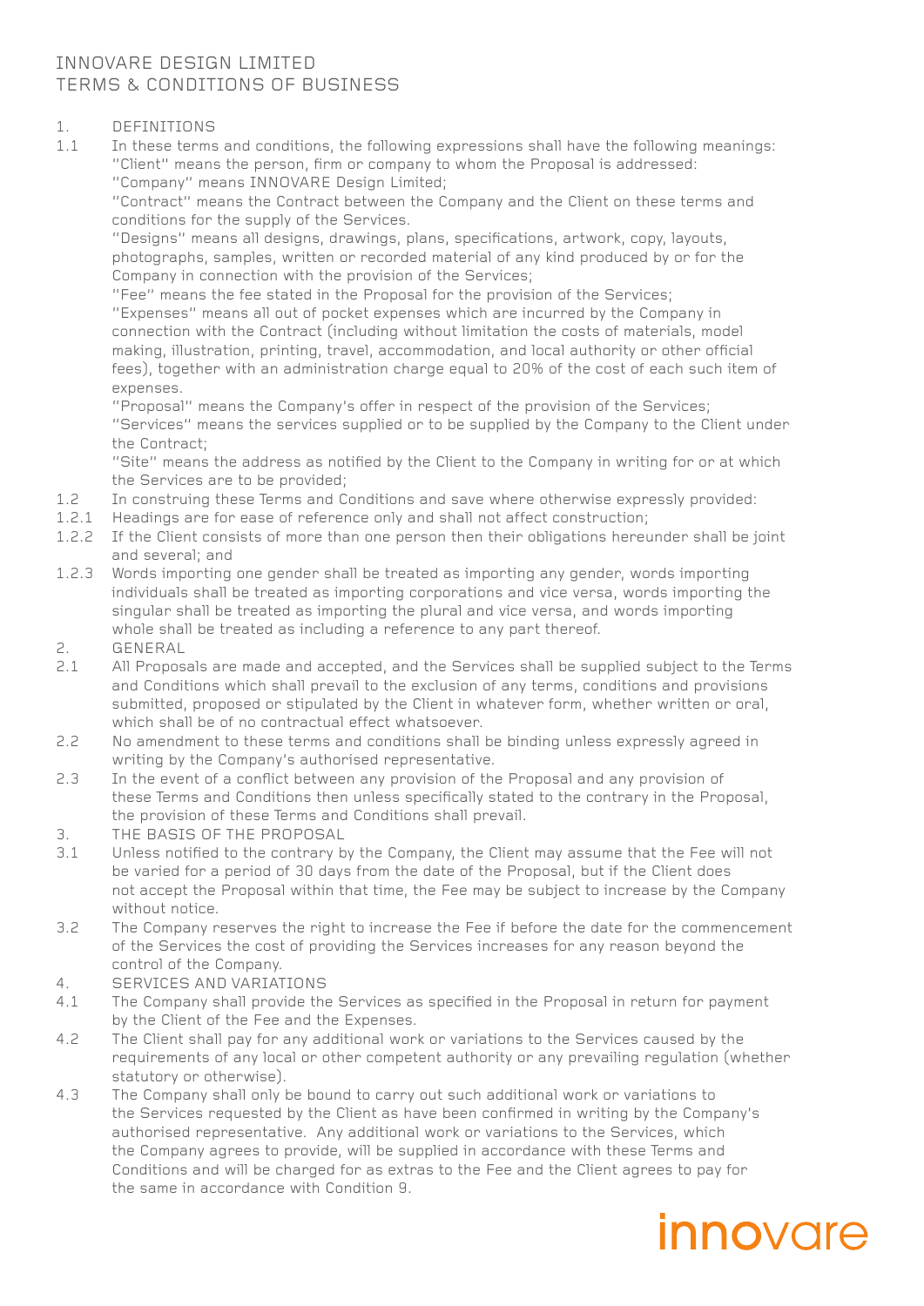# INNOVARE DESIGN LIMITED
# TERMS & CONDITIONS OF BUSINESS

## 1. DEFINITIONS

1.1 In these terms and conditions, the following expressions shall have the following meanings:

"Client" means the person, firm or company to whom the Proposal is addressed:

"Company" means INNOVARE Design Limited;

"Contract" means the Contract between the Company and the Client on these terms and conditions for the supply of the Services.

"Designs" means all designs, drawings, plans, specifications, artwork, copy, layouts, photographs, samples, written or recorded material of any kind produced by or for the Company in connection with the provision of the Services;

"Fee" means the fee stated in the Proposal for the provision of the Services;

"Expenses" means all out of pocket expenses which are incurred by the Company in connection with the Contract (including without limitation the costs of materials, model making, illustration, printing, travel, accommodation, and local authority or other official fees), together with an administration charge equal to 20% of the cost of each such item of expenses.

"Proposal" means the Company's offer in respect of the provision of the Services;

"Services" means the services supplied or to be supplied by the Company to the Client under the Contract;

"Site" means the address as notified by the Client to the Company in writing for or at which the Services are to be provided;

1.2 In construing these Terms and Conditions and save where otherwise expressly provided:

1.2.1 Headings are for ease of reference only and shall not affect construction;

1.2.2 If the Client consists of more than one person then their obligations hereunder shall be joint and several; and

1.2.3 Words importing one gender shall be treated as importing any gender, words importing individuals shall be treated as importing corporations and vice versa, words importing the singular shall be treated as importing the plural and vice versa, and words importing whole shall be treated as including a reference to any part thereof.

## 2. GENERAL

2.1 All Proposals are made and accepted, and the Services shall be supplied subject to the Terms and Conditions which shall prevail to the exclusion of any terms, conditions and provisions submitted, proposed or stipulated by the Client in whatever form, whether written or oral, which shall be of no contractual effect whatsoever.

2.2 No amendment to these terms and conditions shall be binding unless expressly agreed in writing by the Company's authorised representative.

2.3 In the event of a conflict between any provision of the Proposal and any provision of these Terms and Conditions then unless specifically stated to the contrary in the Proposal, the provision of these Terms and Conditions shall prevail.

## 3. THE BASIS OF THE PROPOSAL

3.1 Unless notified to the contrary by the Company, the Client may assume that the Fee will not be varied for a period of 30 days from the date of the Proposal, but if the Client does not accept the Proposal within that time, the Fee may be subject to increase by the Company without notice.

3.2 The Company reserves the right to increase the Fee if before the date for the commencement of the Services the cost of providing the Services increases for any reason beyond the control of the Company.

## 4. SERVICES AND VARIATIONS

4.1 The Company shall provide the Services as specified in the Proposal in return for payment by the Client of the Fee and the Expenses.

4.2 The Client shall pay for any additional work or variations to the Services caused by the requirements of any local or other competent authority or any prevailing regulation (whether statutory or otherwise).

4.3 The Company shall only be bound to carry out such additional work or variations to the Services requested by the Client as have been confirmed in writing by the Company's authorised representative. Any additional work or variations to the Services, which the Company agrees to provide, will be supplied in accordance with these Terms and Conditions and will be charged for as extras to the Fee and the Client agrees to pay for the same in accordance with Condition 9.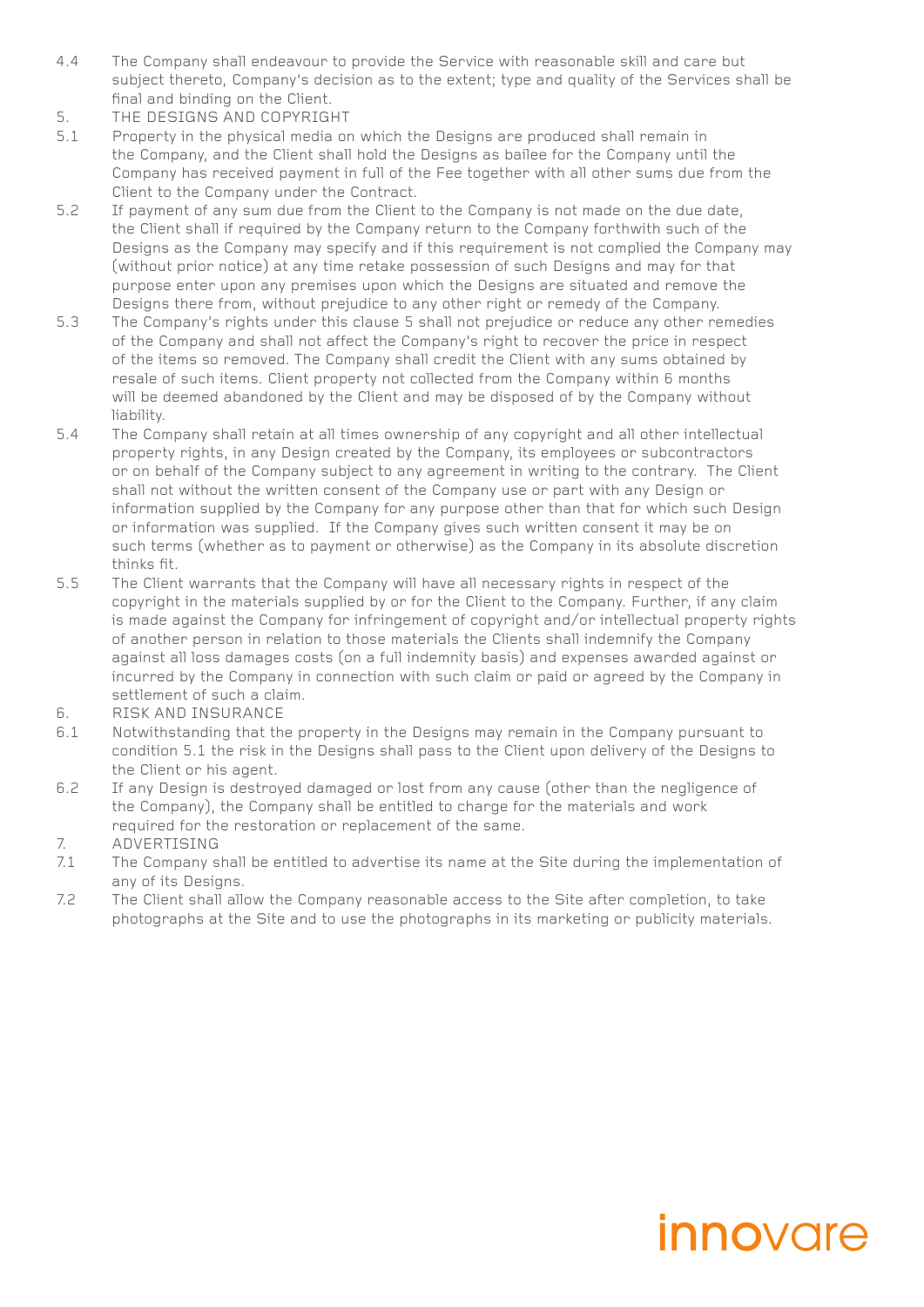4.4 The Company shall endeavour to provide the Service with reasonable skill and care but subject thereto, Company's decision as to the extent; type and quality of the Services shall be final and binding on the Client.

## 5. THE DESIGNS AND COPYRIGHT

5.1 Property in the physical media on which the Designs are produced shall remain in the Company, and the Client shall hold the Designs as bailee for the Company until the Company has received payment in full of the Fee together with all other sums due from the Client to the Company under the Contract.

5.2 If payment of any sum due from the Client to the Company is not made on the due date, the Client shall if required by the Company return to the Company forthwith such of the Designs as the Company may specify and if this requirement is not complied the Company may (without prior notice) at any time retake possession of such Designs and may for that purpose enter upon any premises upon which the Designs are situated and remove the Designs there from, without prejudice to any other right or remedy of the Company.

5.3 The Company's rights under this clause 5 shall not prejudice or reduce any other remedies of the Company and shall not affect the Company's right to recover the price in respect of the items so removed. The Company shall credit the Client with any sums obtained by resale of such items. Client property not collected from the Company within 6 months will be deemed abandoned by the Client and may be disposed of by the Company without liability.

5.4 The Company shall retain at all times ownership of any copyright and all other intellectual property rights, in any Design created by the Company, its employees or subcontractors or on behalf of the Company subject to any agreement in writing to the contrary. The Client shall not without the written consent of the Company use or part with any Design or information supplied by the Company for any purpose other than that for which such Design or information was supplied. If the Company gives such written consent it may be on such terms (whether as to payment or otherwise) as the Company in its absolute discretion thinks fit.

5.5 The Client warrants that the Company will have all necessary rights in respect of the copyright in the materials supplied by or for the Client to the Company. Further, if any claim is made against the Company for infringement of copyright and/or intellectual property rights of another person in relation to those materials the Clients shall indemnify the Company against all loss damages costs (on a full indemnity basis) and expenses awarded against or incurred by the Company in connection with such claim or paid or agreed by the Company in settlement of such a claim.

## 6. RISK AND INSURANCE

6.1 Notwithstanding that the property in the Designs may remain in the Company pursuant to condition 5.1 the risk in the Designs shall pass to the Client upon delivery of the Designs to the Client or his agent.

6.2 If any Design is destroyed damaged or lost from any cause (other than the negligence of the Company), the Company shall be entitled to charge for the materials and work required for the restoration or replacement of the same.

## 7. ADVERTISING

7.1 The Company shall be entitled to advertise its name at the Site during the implementation of any of its Designs.

7.2 The Client shall allow the Company reasonable access to the Site after completion, to take photographs at the Site and to use the photographs in its marketing or publicity materials.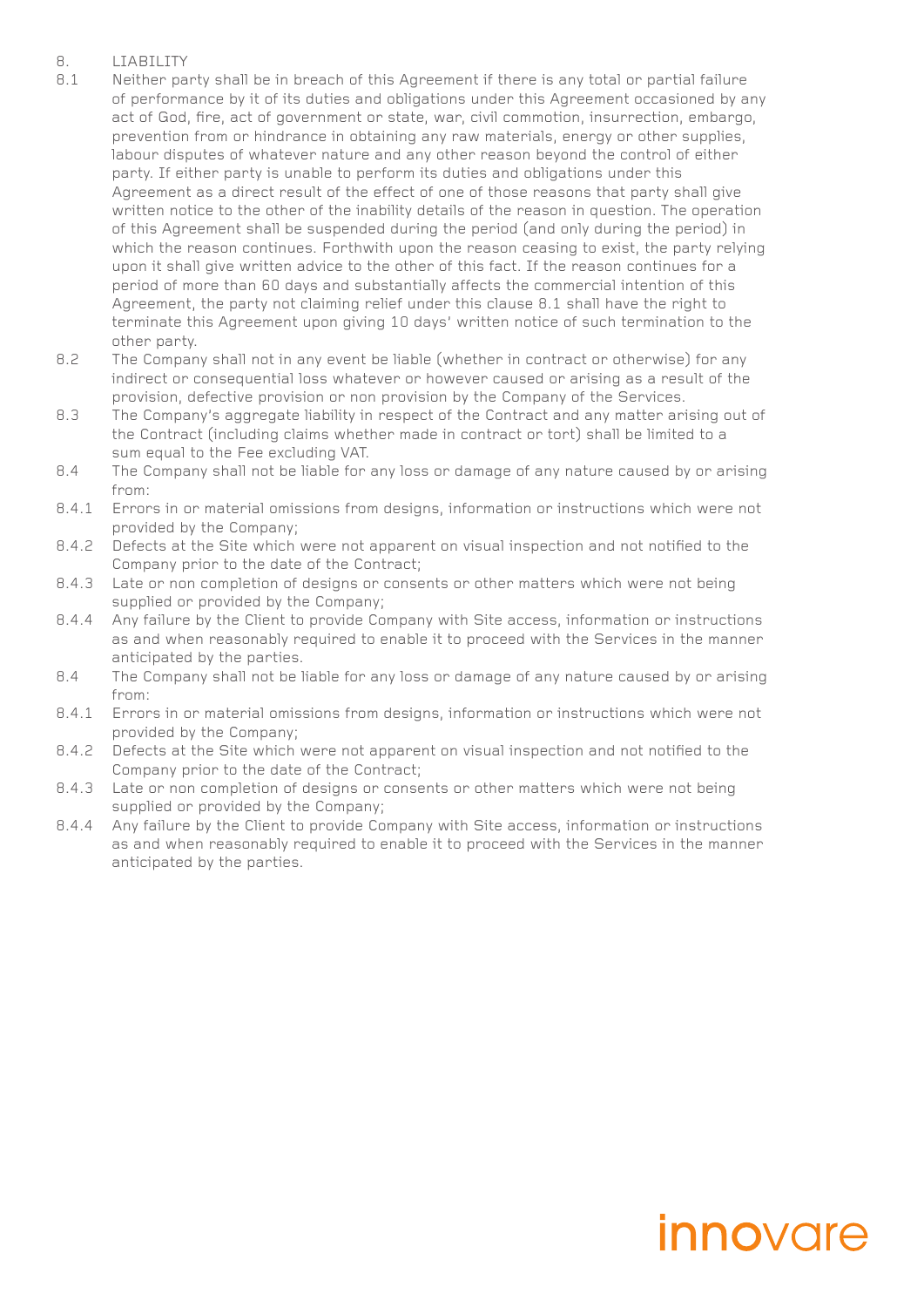8. LIABILITY

8.1 Neither party shall be in breach of this Agreement if there is any total or partial failure of performance by it of its duties and obligations under this Agreement occasioned by any act of God, fire, act of government or state, war, civil commotion, insurrection, embargo, prevention from or hindrance in obtaining any raw materials, energy or other supplies, labour disputes of whatever nature and any other reason beyond the control of either party. If either party is unable to perform its duties and obligations under this Agreement as a direct result of the effect of one of those reasons that party shall give written notice to the other of the inability details of the reason in question. The operation of this Agreement shall be suspended during the period (and only during the period) in which the reason continues. Forthwith upon the reason ceasing to exist, the party relying upon it shall give written advice to the other of this fact. If the reason continues for a period of more than 60 days and substantially affects the commercial intention of this Agreement, the party not claiming relief under this clause 8.1 shall have the right to terminate this Agreement upon giving 10 days' written notice of such termination to the other party.

8.2 The Company shall not in any event be liable (whether in contract or otherwise) for any indirect or consequential loss whatever or however caused or arising as a result of the provision, defective provision or non provision by the Company of the Services.

8.3 The Company's aggregate liability in respect of the Contract and any matter arising out of the Contract (including claims whether made in contract or tort) shall be limited to a sum equal to the Fee excluding VAT.

8.4 The Company shall not be liable for any loss or damage of any nature caused by or arising from:

8.4.1 Errors in or material omissions from designs, information or instructions which were not provided by the Company;

8.4.2 Defects at the Site which were not apparent on visual inspection and not notified to the Company prior to the date of the Contract;

8.4.3 Late or non completion of designs or consents or other matters which were not being supplied or provided by the Company;

8.4.4 Any failure by the Client to provide Company with Site access, information or instructions as and when reasonably required to enable it to proceed with the Services in the manner anticipated by the parties.

8.4 The Company shall not be liable for any loss or damage of any nature caused by or arising from:

8.4.1 Errors in or material omissions from designs, information or instructions which were not provided by the Company;

8.4.2 Defects at the Site which were not apparent on visual inspection and not notified to the Company prior to the date of the Contract;

8.4.3 Late or non completion of designs or consents or other matters which were not being supplied or provided by the Company;

8.4.4 Any failure by the Client to provide Company with Site access, information or instructions as and when reasonably required to enable it to proceed with the Services in the manner anticipated by the parties.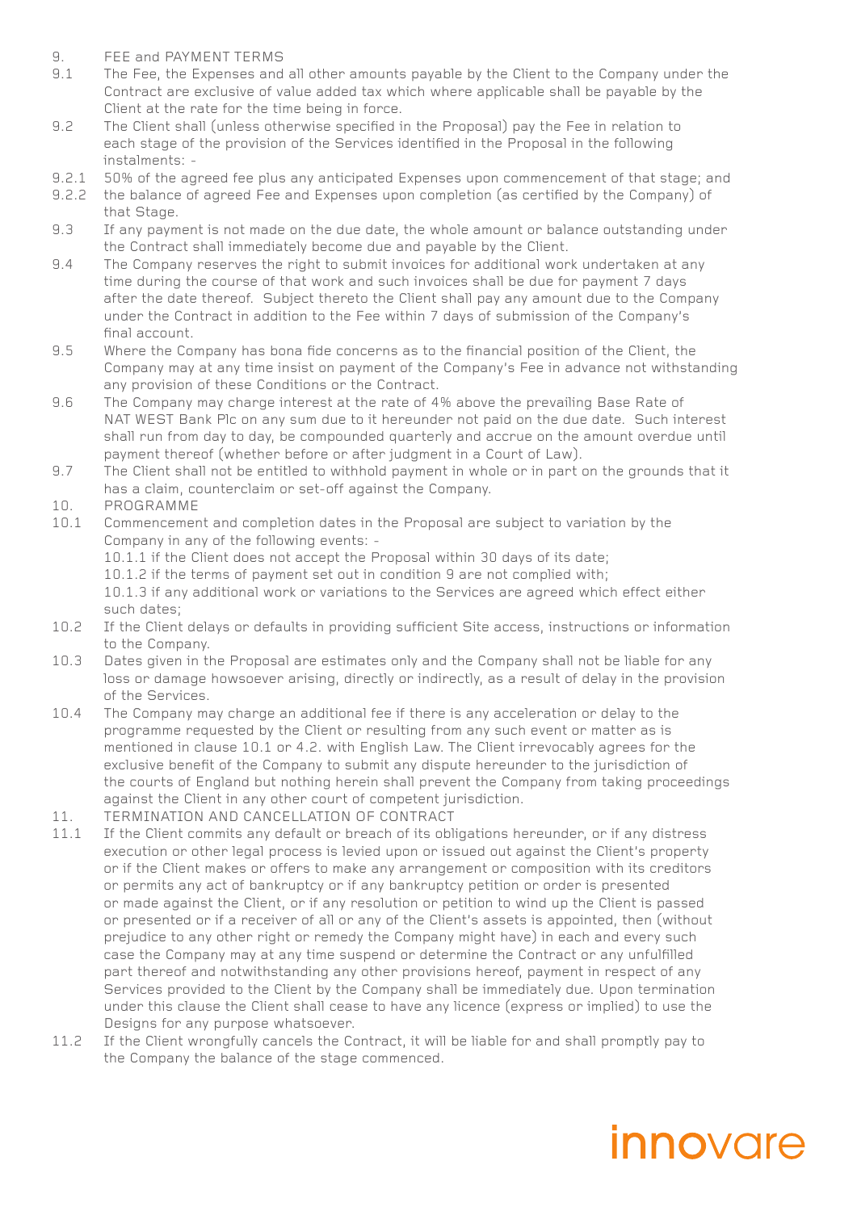9. FEE and PAYMENT TERMS

9.1 The Fee, the Expenses and all other amounts payable by the Client to the Company under the Contract are exclusive of value added tax which where applicable shall be payable by the Client at the rate for the time being in force.

9.2 The Client shall (unless otherwise specified in the Proposal) pay the Fee in relation to each stage of the provision of the Services identified in the Proposal in the following instalments: -

9.2.1 50% of the agreed fee plus any anticipated Expenses upon commencement of that stage; and

9.2.2 the balance of agreed Fee and Expenses upon completion (as certified by the Company) of that Stage.

9.3 If any payment is not made on the due date, the whole amount or balance outstanding under the Contract shall immediately become due and payable by the Client.

9.4 The Company reserves the right to submit invoices for additional work undertaken at any time during the course of that work and such invoices shall be due for payment 7 days after the date thereof. Subject thereto the Client shall pay any amount due to the Company under the Contract in addition to the Fee within 7 days of submission of the Company's final account.

9.5 Where the Company has bona fide concerns as to the financial position of the Client, the Company may at any time insist on payment of the Company's Fee in advance not withstanding any provision of these Conditions or the Contract.

9.6 The Company may charge interest at the rate of 4% above the prevailing Base Rate of NAT WEST Bank Plc on any sum due to it hereunder not paid on the due date. Such interest shall run from day to day, be compounded quarterly and accrue on the amount overdue until payment thereof (whether before or after judgment in a Court of Law).

9.7 The Client shall not be entitled to withhold payment in whole or in part on the grounds that it has a claim, counterclaim or set-off against the Company.

10. PROGRAMME

10.1 Commencement and completion dates in the Proposal are subject to variation by the Company in any of the following events: -

10.1.1 if the Client does not accept the Proposal within 30 days of its date;

10.1.2 if the terms of payment set out in condition 9 are not complied with;

10.1.3 if any additional work or variations to the Services are agreed which effect either such dates;

10.2 If the Client delays or defaults in providing sufficient Site access, instructions or information to the Company.

10.3 Dates given in the Proposal are estimates only and the Company shall not be liable for any loss or damage howsoever arising, directly or indirectly, as a result of delay in the provision of the Services.

10.4 The Company may charge an additional fee if there is any acceleration or delay to the programme requested by the Client or resulting from any such event or matter as is mentioned in clause 10.1 or 4.2. with English Law. The Client irrevocably agrees for the exclusive benefit of the Company to submit any dispute hereunder to the jurisdiction of the courts of England but nothing herein shall prevent the Company from taking proceedings against the Client in any other court of competent jurisdiction.

11. TERMINATION AND CANCELLATION OF CONTRACT

11.1 If the Client commits any default or breach of its obligations hereunder, or if any distress execution or other legal process is levied upon or issued out against the Client's property or if the Client makes or offers to make any arrangement or composition with its creditors or permits any act of bankruptcy or if any bankruptcy petition or order is presented or made against the Client, or if any resolution or petition to wind up the Client is passed or presented or if a receiver of all or any of the Client's assets is appointed, then (without prejudice to any other right or remedy the Company might have) in each and every such case the Company may at any time suspend or determine the Contract or any unfulfilled part thereof and notwithstanding any other provisions hereof, payment in respect of any Services provided to the Client by the Company shall be immediately due. Upon termination under this clause the Client shall cease to have any licence (express or implied) to use the Designs for any purpose whatsoever.

11.2 If the Client wrongfully cancels the Contract, it will be liable for and shall promptly pay to the Company the balance of the stage commenced.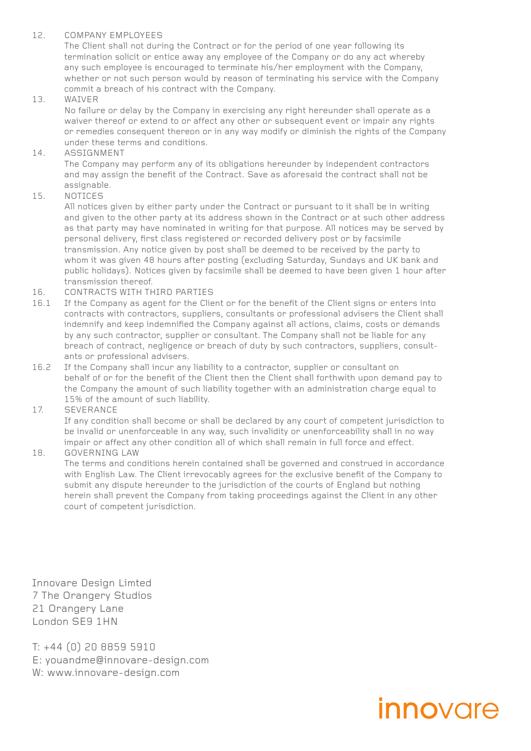12. COMPANY EMPLOYEES

The Client shall not during the Contract or for the period of one year following its termination solicit or entice away any employee of the Company or do any act whereby any such employee is encouraged to terminate his/her employment with the Company, whether or not such person would by reason of terminating his service with the Company commit a breach of his contract with the Company.

13. WAIVER

No failure or delay by the Company in exercising any right hereunder shall operate as a waiver thereof or extend to or affect any other or subsequent event or impair any rights or remedies consequent thereon or in any way modify or diminish the rights of the Company under these terms and conditions.

14. ASSIGNMENT

The Company may perform any of its obligations hereunder by independent contractors and may assign the benefit of the Contract. Save as aforesaid the contract shall not be assignable.

15. NOTICES

All notices given by either party under the Contract or pursuant to it shall be in writing and given to the other party at its address shown in the Contract or at such other address as that party may have nominated in writing for that purpose. All notices may be served by personal delivery, first class registered or recorded delivery post or by facsimile transmission. Any notice given by post shall be deemed to be received by the party to whom it was given 48 hours after posting (excluding Saturday, Sundays and UK bank and public holidays). Notices given by facsimile shall be deemed to have been given 1 hour after transmission thereof.

16. CONTRACTS WITH THIRD PARTIES

16.1 If the Company as agent for the Client or for the benefit of the Client signs or enters into contracts with contractors, suppliers, consultants or professional advisers the Client shall indemnify and keep indemnified the Company against all actions, claims, costs or demands by any such contractor, supplier or consultant. The Company shall not be liable for any breach of contract, negligence or breach of duty by such contractors, suppliers, consultants or professional advisers.

16.2 If the Company shall incur any liability to a contractor, supplier or consultant on behalf of or for the benefit of the Client then the Client shall forthwith upon demand pay to the Company the amount of such liability together with an administration charge equal to 15% of the amount of such liability.

17. SEVERANCE

If any condition shall become or shall be declared by any court of competent jurisdiction to be invalid or unenforceable in any way, such invalidity or unenforceability shall in no way impair or affect any other condition all of which shall remain in full force and effect.

18. GOVERNING LAW

The terms and conditions herein contained shall be governed and construed in accordance with English Law. The Client irrevocably agrees for the exclusive benefit of the Company to submit any dispute hereunder to the jurisdiction of the courts of England but nothing herein shall prevent the Company from taking proceedings against the Client in any other court of competent jurisdiction.

Innovare Design Limted
7 The Orangery Studios
21 Orangery Lane
London SE9 1HN

T: +44 (0) 20 8859 5910
E: youandme@innovare-design.com
W: www.innovare-design.com

innovare